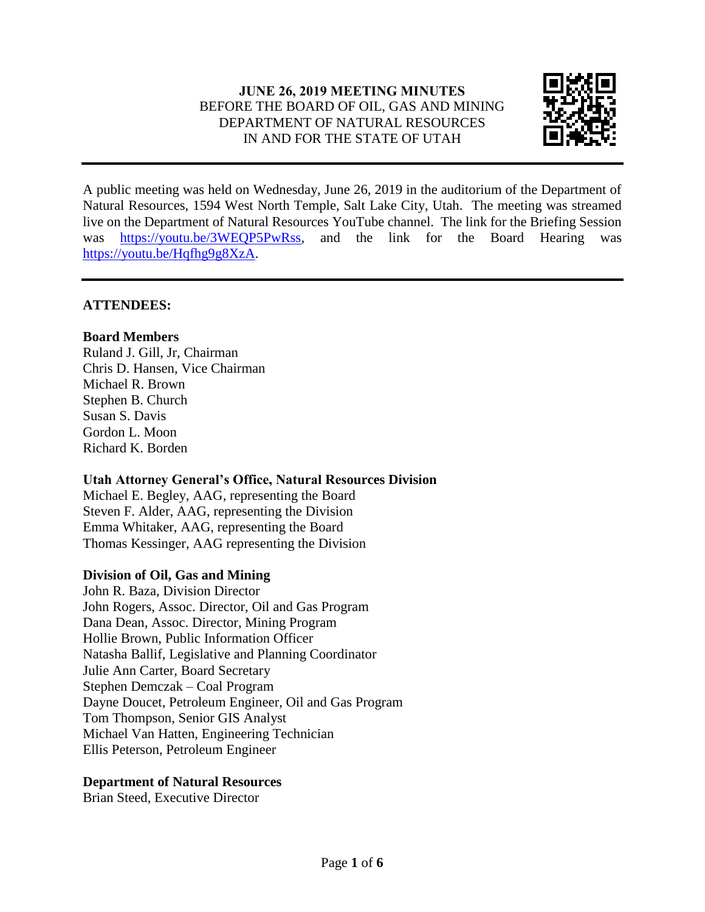**JUNE 26, 2019 MEETING MINUTES**
BEFORE THE BOARD OF OIL, GAS AND MINING
DEPARTMENT OF NATURAL RESOURCES
IN AND FOR THE STATE OF UTAH

---

A public meeting was held on Wednesday, June 26, 2019 in the auditorium of the Department of Natural Resources, 1594 West North Temple, Salt Lake City, Utah. The meeting was streamed live on the Department of Natural Resources YouTube channel. The link for the Briefing Session was https://youtu.be/3WEQP5PwRss, and the link for the Board Hearing was https://youtu.be/Hqfhg9g8XzA.

---

**ATTENDEES:**

**Board Members**
Ruland J. Gill, Jr, Chairman
Chris D. Hansen, Vice Chairman
Michael R. Brown
Stephen B. Church
Susan S. Davis
Gordon L. Moon
Richard K. Borden

**Utah Attorney General's Office, Natural Resources Division**
Michael E. Begley, AAG, representing the Board
Steven F. Alder, AAG, representing the Division
Emma Whitaker, AAG, representing the Board
Thomas Kessinger, AAG representing the Division

**Division of Oil, Gas and Mining**
John R. Baza, Division Director
John Rogers, Assoc. Director, Oil and Gas Program
Dana Dean, Assoc. Director, Mining Program
Hollie Brown, Public Information Officer
Natasha Ballif, Legislative and Planning Coordinator
Julie Ann Carter, Board Secretary
Stephen Demczak – Coal Program
Dayne Doucet, Petroleum Engineer, Oil and Gas Program
Tom Thompson, Senior GIS Analyst
Michael Van Hatten, Engineering Technician
Ellis Peterson, Petroleum Engineer

**Department of Natural Resources**
Brian Steed, Executive Director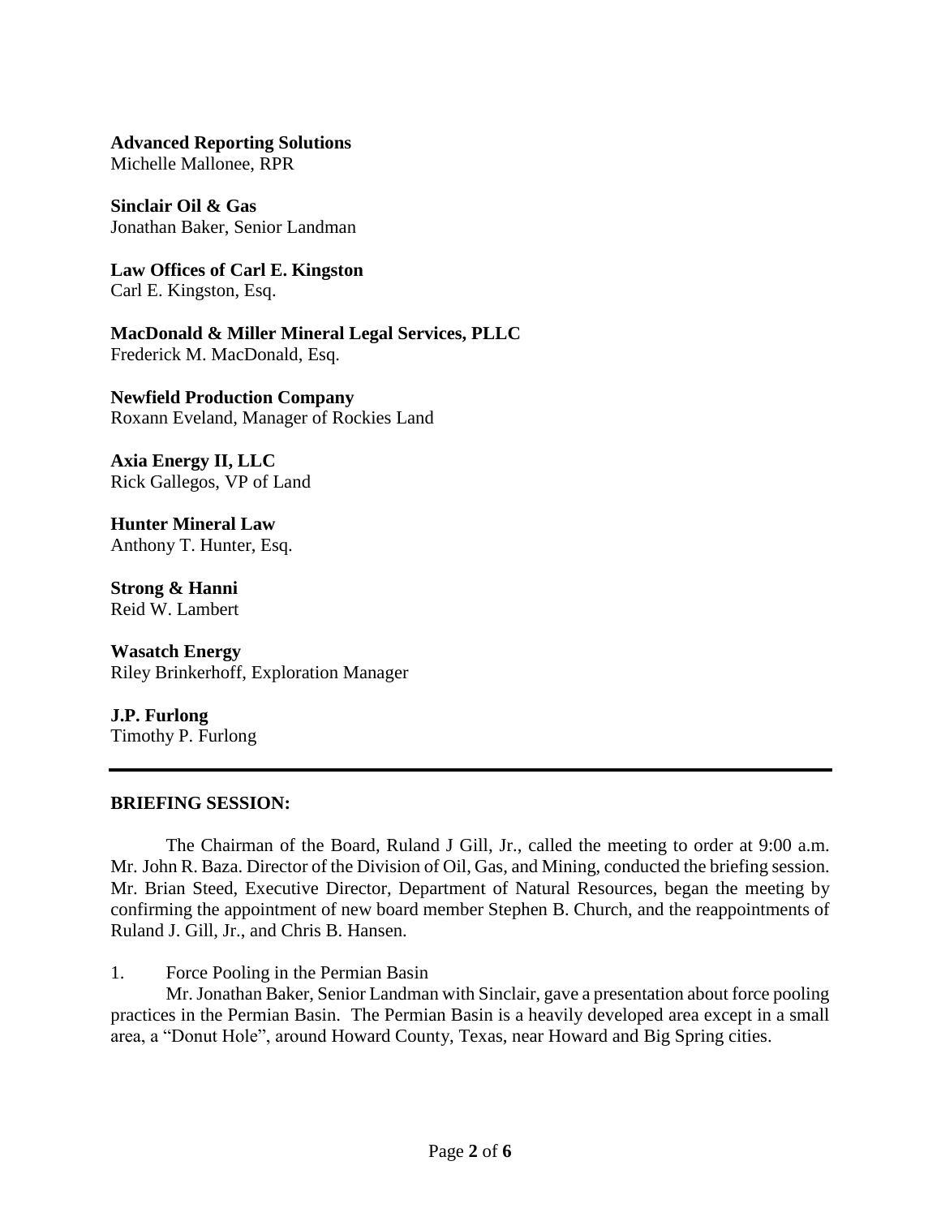**Advanced Reporting Solutions**
Michelle Mallonee, RPR

**Sinclair Oil & Gas**
Jonathan Baker, Senior Landman

**Law Offices of Carl E. Kingston**
Carl E. Kingston, Esq.

**MacDonald & Miller Mineral Legal Services, PLLC**
Frederick M. MacDonald, Esq.

**Newfield Production Company**
Roxann Eveland, Manager of Rockies Land

**Axia Energy II, LLC**
Rick Gallegos, VP of Land

**Hunter Mineral Law**
Anthony T. Hunter, Esq.

**Strong & Hanni**
Reid W. Lambert

**Wasatch Energy**
Riley Brinkerhoff, Exploration Manager

**J.P. Furlong**
Timothy P. Furlong

---

**BRIEFING SESSION:**

The Chairman of the Board, Ruland J Gill, Jr., called the meeting to order at 9:00 a.m. Mr. John R. Baza. Director of the Division of Oil, Gas, and Mining, conducted the briefing session. Mr. Brian Steed, Executive Director, Department of Natural Resources, began the meeting by confirming the appointment of new board member Stephen B. Church, and the reappointments of Ruland J. Gill, Jr., and Chris B. Hansen.

1. Force Pooling in the Permian Basin

Mr. Jonathan Baker, Senior Landman with Sinclair, gave a presentation about force pooling practices in the Permian Basin. The Permian Basin is a heavily developed area except in a small area, a "Donut Hole", around Howard County, Texas, near Howard and Big Spring cities.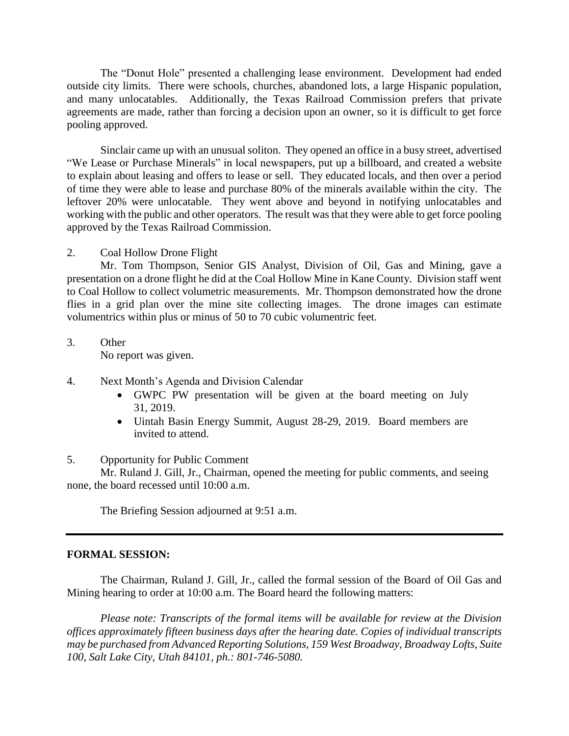The "Donut Hole" presented a challenging lease environment. Development had ended outside city limits. There were schools, churches, abandoned lots, a large Hispanic population, and many unlocatables. Additionally, the Texas Railroad Commission prefers that private agreements are made, rather than forcing a decision upon an owner, so it is difficult to get force pooling approved.

Sinclair came up with an unusual soliton. They opened an office in a busy street, advertised "We Lease or Purchase Minerals" in local newspapers, put up a billboard, and created a website to explain about leasing and offers to lease or sell. They educated locals, and then over a period of time they were able to lease and purchase 80% of the minerals available within the city. The leftover 20% were unlocatable. They went above and beyond in notifying unlocatables and working with the public and other operators. The result was that they were able to get force pooling approved by the Texas Railroad Commission.

2. Coal Hollow Drone Flight

Mr. Tom Thompson, Senior GIS Analyst, Division of Oil, Gas and Mining, gave a presentation on a drone flight he did at the Coal Hollow Mine in Kane County. Division staff went to Coal Hollow to collect volumetric measurements. Mr. Thompson demonstrated how the drone flies in a grid plan over the mine site collecting images. The drone images can estimate volumentrics within plus or minus of 50 to 70 cubic volumentric feet.

3. Other

No report was given.

4. Next Month's Agenda and Division Calendar

- GWPC PW presentation will be given at the board meeting on July 31, 2019.
- Uintah Basin Energy Summit, August 28-29, 2019. Board members are invited to attend.

5. Opportunity for Public Comment

Mr. Ruland J. Gill, Jr., Chairman, opened the meeting for public comments, and seeing none, the board recessed until 10:00 a.m.

The Briefing Session adjourned at 9:51 a.m.

---

**FORMAL SESSION:**

The Chairman, Ruland J. Gill, Jr., called the formal session of the Board of Oil Gas and Mining hearing to order at 10:00 a.m. The Board heard the following matters:

*Please note: Transcripts of the formal items will be available for review at the Division offices approximately fifteen business days after the hearing date. Copies of individual transcripts may be purchased from Advanced Reporting Solutions, 159 West Broadway, Broadway Lofts, Suite 100, Salt Lake City, Utah 84101, ph.: 801-746-5080.*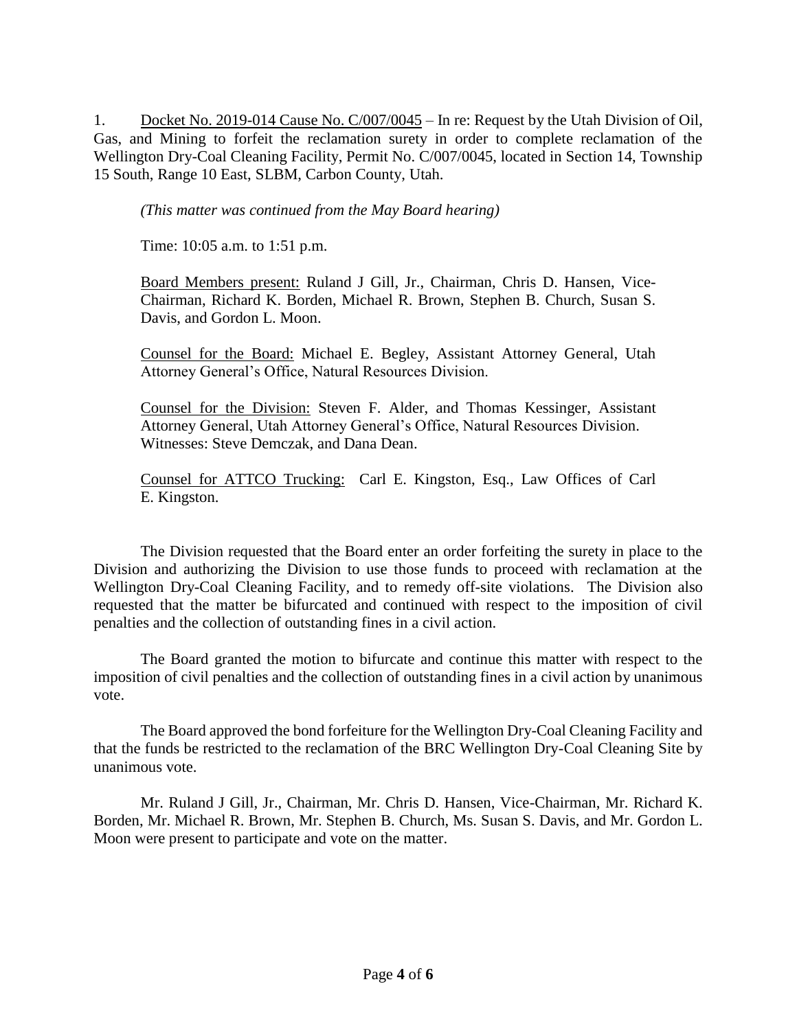1. Docket No. 2019-014 Cause No. C/007/0045 – In re: Request by the Utah Division of Oil, Gas, and Mining to forfeit the reclamation surety in order to complete reclamation of the Wellington Dry-Coal Cleaning Facility, Permit No. C/007/0045, located in Section 14, Township 15 South, Range 10 East, SLBM, Carbon County, Utah.

   *(This matter was continued from the May Board hearing)*

   Time: 10:05 a.m. to 1:51 p.m.

   Board Members present: Ruland J Gill, Jr., Chairman, Chris D. Hansen, Vice-Chairman, Richard K. Borden, Michael R. Brown, Stephen B. Church, Susan S. Davis, and Gordon L. Moon.

   Counsel for the Board: Michael E. Begley, Assistant Attorney General, Utah Attorney General's Office, Natural Resources Division.

   Counsel for the Division: Steven F. Alder, and Thomas Kessinger, Assistant Attorney General, Utah Attorney General's Office, Natural Resources Division. Witnesses: Steve Demczak, and Dana Dean.

   Counsel for ATTCO Trucking: Carl E. Kingston, Esq., Law Offices of Carl E. Kingston.

The Division requested that the Board enter an order forfeiting the surety in place to the Division and authorizing the Division to use those funds to proceed with reclamation at the Wellington Dry-Coal Cleaning Facility, and to remedy off-site violations. The Division also requested that the matter be bifurcated and continued with respect to the imposition of civil penalties and the collection of outstanding fines in a civil action.

The Board granted the motion to bifurcate and continue this matter with respect to the imposition of civil penalties and the collection of outstanding fines in a civil action by unanimous vote.

The Board approved the bond forfeiture for the Wellington Dry-Coal Cleaning Facility and that the funds be restricted to the reclamation of the BRC Wellington Dry-Coal Cleaning Site by unanimous vote.

Mr. Ruland J Gill, Jr., Chairman, Mr. Chris D. Hansen, Vice-Chairman, Mr. Richard K. Borden, Mr. Michael R. Brown, Mr. Stephen B. Church, Ms. Susan S. Davis, and Mr. Gordon L. Moon were present to participate and vote on the matter.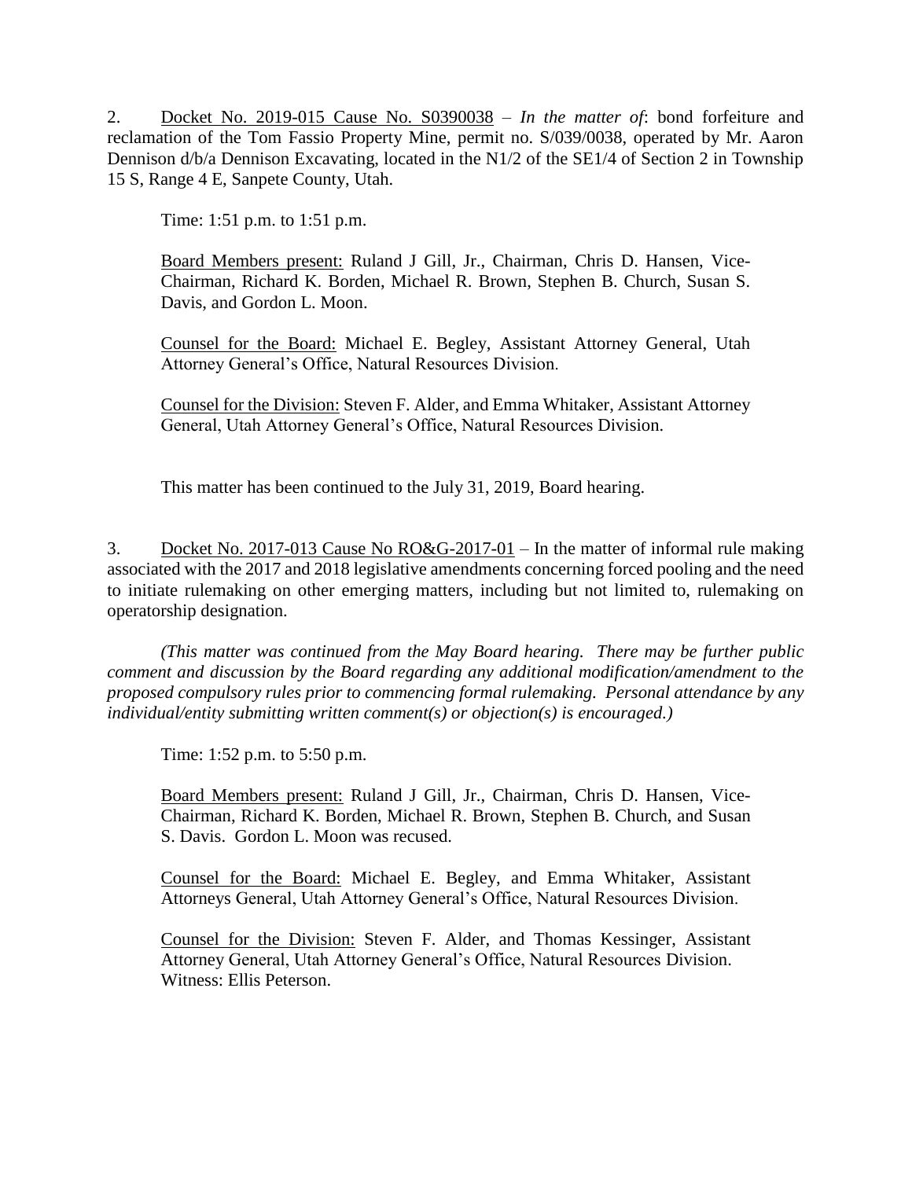2. <u>Docket No. 2019-015 Cause No. S0390038</u> – *In the matter of*: bond forfeiture and reclamation of the Tom Fassio Property Mine, permit no. S/039/0038, operated by Mr. Aaron Dennison d/b/a Dennison Excavating, located in the N1/2 of the SE1/4 of Section 2 in Township 15 S, Range 4 E, Sanpete County, Utah.

Time: 1:51 p.m. to 1:51 p.m.

<u>Board Members present:</u> Ruland J Gill, Jr., Chairman, Chris D. Hansen, Vice-Chairman, Richard K. Borden, Michael R. Brown, Stephen B. Church, Susan S. Davis, and Gordon L. Moon.

<u>Counsel for the Board:</u> Michael E. Begley, Assistant Attorney General, Utah Attorney General's Office, Natural Resources Division.

<u>Counsel for the Division:</u> Steven F. Alder, and Emma Whitaker, Assistant Attorney General, Utah Attorney General's Office, Natural Resources Division.

This matter has been continued to the July 31, 2019, Board hearing.

3. <u>Docket No. 2017-013 Cause No RO&G-2017-01</u> – In the matter of informal rule making associated with the 2017 and 2018 legislative amendments concerning forced pooling and the need to initiate rulemaking on other emerging matters, including but not limited to, rulemaking on operatorship designation.

*(This matter was continued from the May Board hearing. There may be further public comment and discussion by the Board regarding any additional modification/amendment to the proposed compulsory rules prior to commencing formal rulemaking. Personal attendance by any individual/entity submitting written comment(s) or objection(s) is encouraged.)*

Time: 1:52 p.m. to 5:50 p.m.

<u>Board Members present:</u> Ruland J Gill, Jr., Chairman, Chris D. Hansen, Vice-Chairman, Richard K. Borden, Michael R. Brown, Stephen B. Church, and Susan S. Davis. Gordon L. Moon was recused.

<u>Counsel for the Board:</u> Michael E. Begley, and Emma Whitaker, Assistant Attorneys General, Utah Attorney General's Office, Natural Resources Division.

<u>Counsel for the Division:</u> Steven F. Alder, and Thomas Kessinger, Assistant Attorney General, Utah Attorney General's Office, Natural Resources Division.
Witness: Ellis Peterson.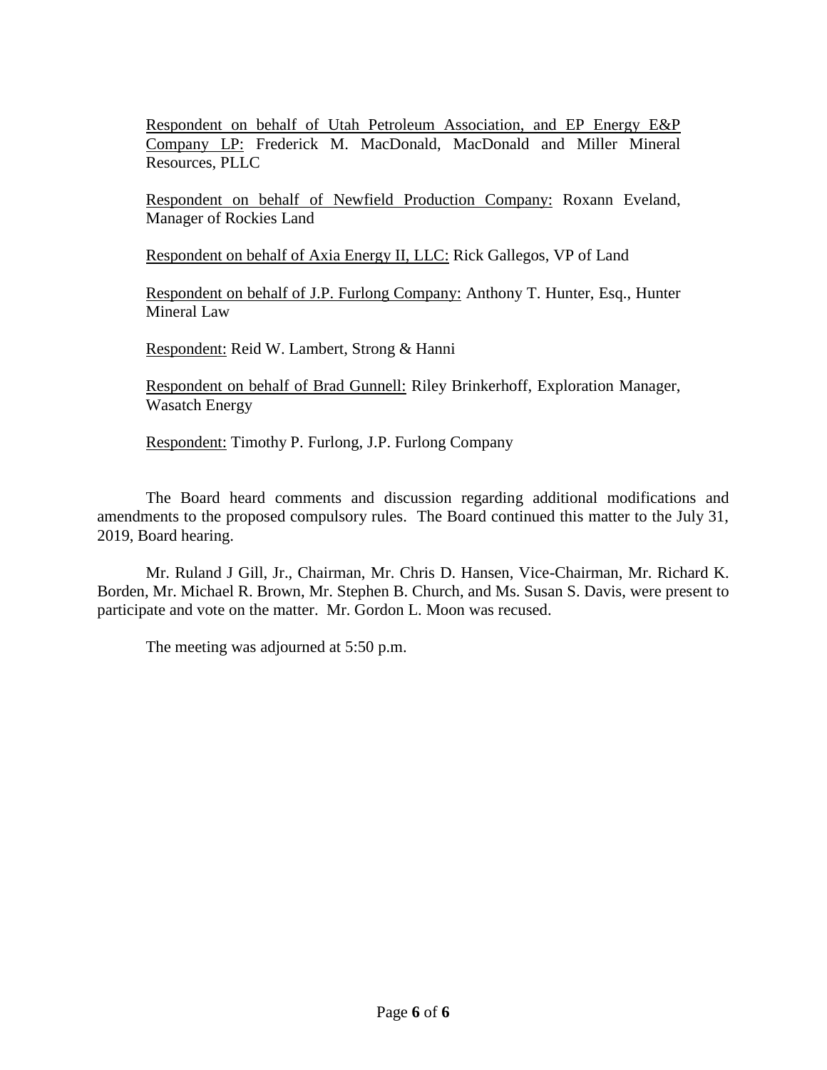Respondent on behalf of Utah Petroleum Association, and EP Energy E&P Company LP: Frederick M. MacDonald, MacDonald and Miller Mineral Resources, PLLC

Respondent on behalf of Newfield Production Company: Roxann Eveland, Manager of Rockies Land

Respondent on behalf of Axia Energy II, LLC: Rick Gallegos, VP of Land

Respondent on behalf of J.P. Furlong Company: Anthony T. Hunter, Esq., Hunter Mineral Law

Respondent: Reid W. Lambert, Strong & Hanni

Respondent on behalf of Brad Gunnell: Riley Brinkerhoff, Exploration Manager, Wasatch Energy

Respondent: Timothy P. Furlong, J.P. Furlong Company

The Board heard comments and discussion regarding additional modifications and amendments to the proposed compulsory rules. The Board continued this matter to the July 31, 2019, Board hearing.

Mr. Ruland J Gill, Jr., Chairman, Mr. Chris D. Hansen, Vice-Chairman, Mr. Richard K. Borden, Mr. Michael R. Brown, Mr. Stephen B. Church, and Ms. Susan S. Davis, were present to participate and vote on the matter. Mr. Gordon L. Moon was recused.

The meeting was adjourned at 5:50 p.m.